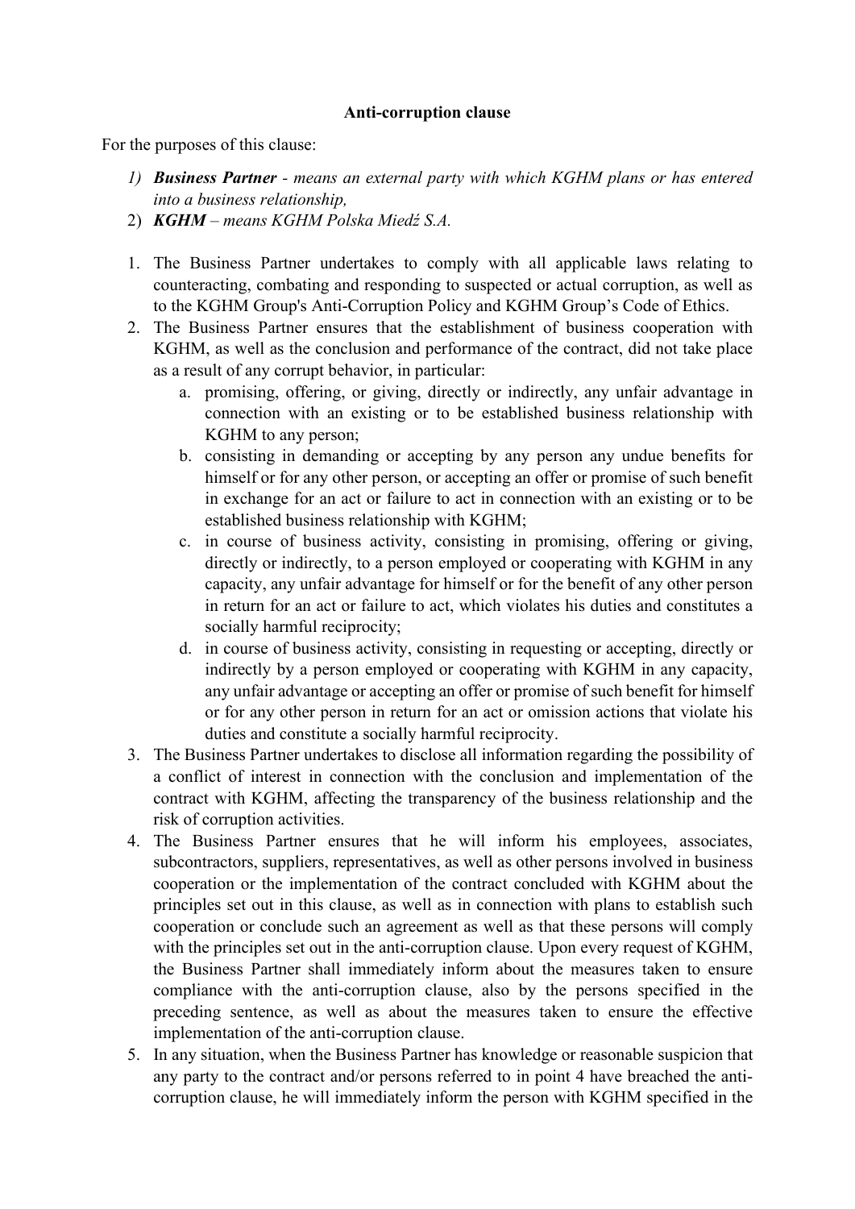**Anti-corruption clause**

For the purposes of this clause:

1) ***Business Partner*** *- means an external party with which KGHM plans or has entered into a business relationship,*
2) ***KGHM*** *– means KGHM Polska Miedź S.A.*

1. The Business Partner undertakes to comply with all applicable laws relating to counteracting, combating and responding to suspected or actual corruption, as well as to the KGHM Group's Anti-Corruption Policy and KGHM Group's Code of Ethics.
2. The Business Partner ensures that the establishment of business cooperation with KGHM, as well as the conclusion and performance of the contract, did not take place as a result of any corrupt behavior, in particular:
   a. promising, offering, or giving, directly or indirectly, any unfair advantage in connection with an existing or to be established business relationship with KGHM to any person;
   b. consisting in demanding or accepting by any person any undue benefits for himself or for any other person, or accepting an offer or promise of such benefit in exchange for an act or failure to act in connection with an existing or to be established business relationship with KGHM;
   c. in course of business activity, consisting in promising, offering or giving, directly or indirectly, to a person employed or cooperating with KGHM in any capacity, any unfair advantage for himself or for the benefit of any other person in return for an act or failure to act, which violates his duties and constitutes a socially harmful reciprocity;
   d. in course of business activity, consisting in requesting or accepting, directly or indirectly by a person employed or cooperating with KGHM in any capacity, any unfair advantage or accepting an offer or promise of such benefit for himself or for any other person in return for an act or omission actions that violate his duties and constitute a socially harmful reciprocity.
3. The Business Partner undertakes to disclose all information regarding the possibility of a conflict of interest in connection with the conclusion and implementation of the contract with KGHM, affecting the transparency of the business relationship and the risk of corruption activities.
4. The Business Partner ensures that he will inform his employees, associates, subcontractors, suppliers, representatives, as well as other persons involved in business cooperation or the implementation of the contract concluded with KGHM about the principles set out in this clause, as well as in connection with plans to establish such cooperation or conclude such an agreement as well as that these persons will comply with the principles set out in the anti-corruption clause. Upon every request of KGHM, the Business Partner shall immediately inform about the measures taken to ensure compliance with the anti-corruption clause, also by the persons specified in the preceding sentence, as well as about the measures taken to ensure the effective implementation of the anti-corruption clause.
5. In any situation, when the Business Partner has knowledge or reasonable suspicion that any party to the contract and/or persons referred to in point 4 have breached the anti-corruption clause, he will immediately inform the person with KGHM specified in the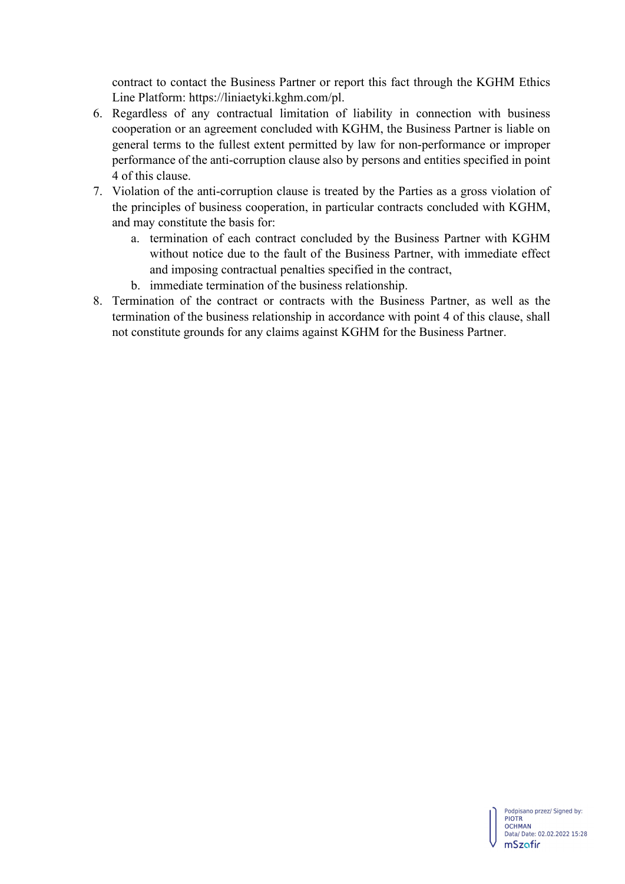contract to contact the Business Partner or report this fact through the KGHM Ethics Line Platform: https://liniaetyki.kghm.com/pl.

6. Regardless of any contractual limitation of liability in connection with business cooperation or an agreement concluded with KGHM, the Business Partner is liable on general terms to the fullest extent permitted by law for non-performance or improper performance of the anti-corruption clause also by persons and entities specified in point 4 of this clause.
7. Violation of the anti-corruption clause is treated by the Parties as a gross violation of the principles of business cooperation, in particular contracts concluded with KGHM, and may constitute the basis for:
    a. termination of each contract concluded by the Business Partner with KGHM without notice due to the fault of the Business Partner, with immediate effect and imposing contractual penalties specified in the contract,
    b. immediate termination of the business relationship.
8. Termination of the contract or contracts with the Business Partner, as well as the termination of the business relationship in accordance with point 4 of this clause, shall not constitute grounds for any claims against KGHM for the Business Partner.

Podpisano przez/ Signed by:
PIOTR
OCHMAN
Data/ Date: 02.02.2022 15:28
mSzafir